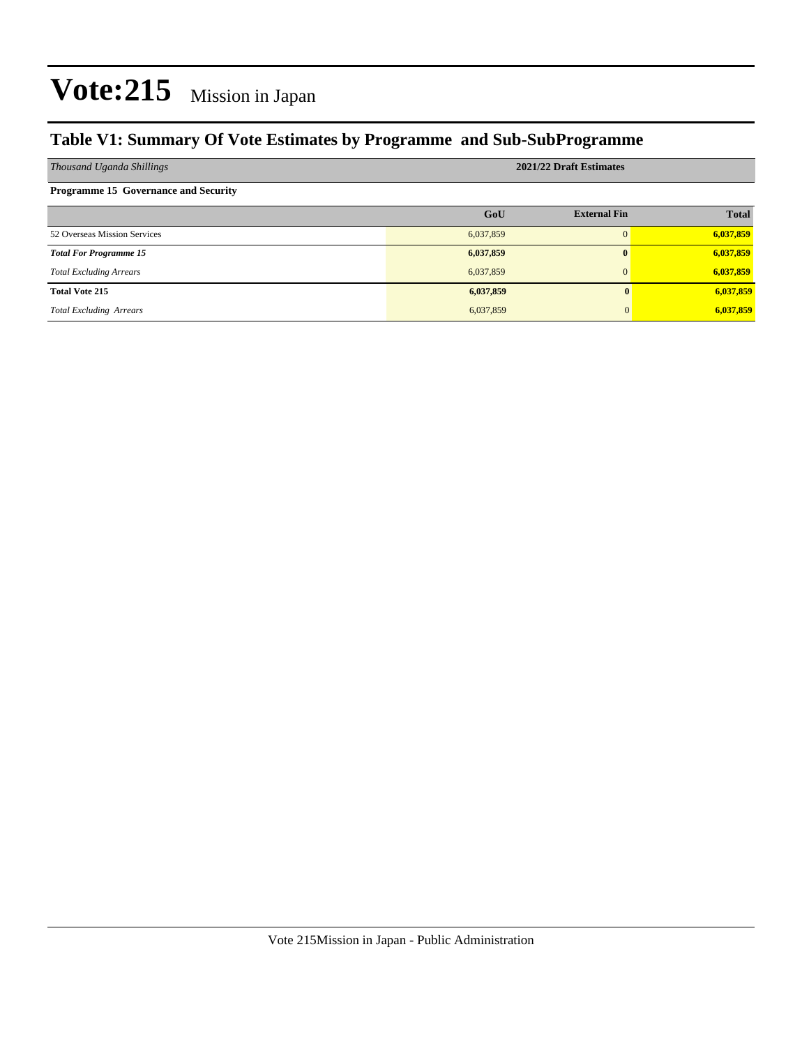# Vote:215 Mission in Japan

## Table V1: Summary Of Vote Estimates by Programme and Sub-SubProgramme

| *Thousand Uganda Shillings* | 2021/22 Draft Estimates | | |
|---|---|---|---|
| **Programme 15 Governance and Security** | | | |
| | **GoU** | **External Fin** | **Total** |
| 52 Overseas Mission Services | 6,037,859 | 0 | **6,037,859** |
| ***Total For Programme 15*** | **6,037,859** | **0** | **6,037,859** |
| *Total Excluding Arrears* | 6,037,859 | 0 | **6,037,859** |
| **Total Vote 215** | **6,037,859** | **0** | **6,037,859** |
| *Total Excluding Arrears* | 6,037,859 | 0 | **6,037,859** |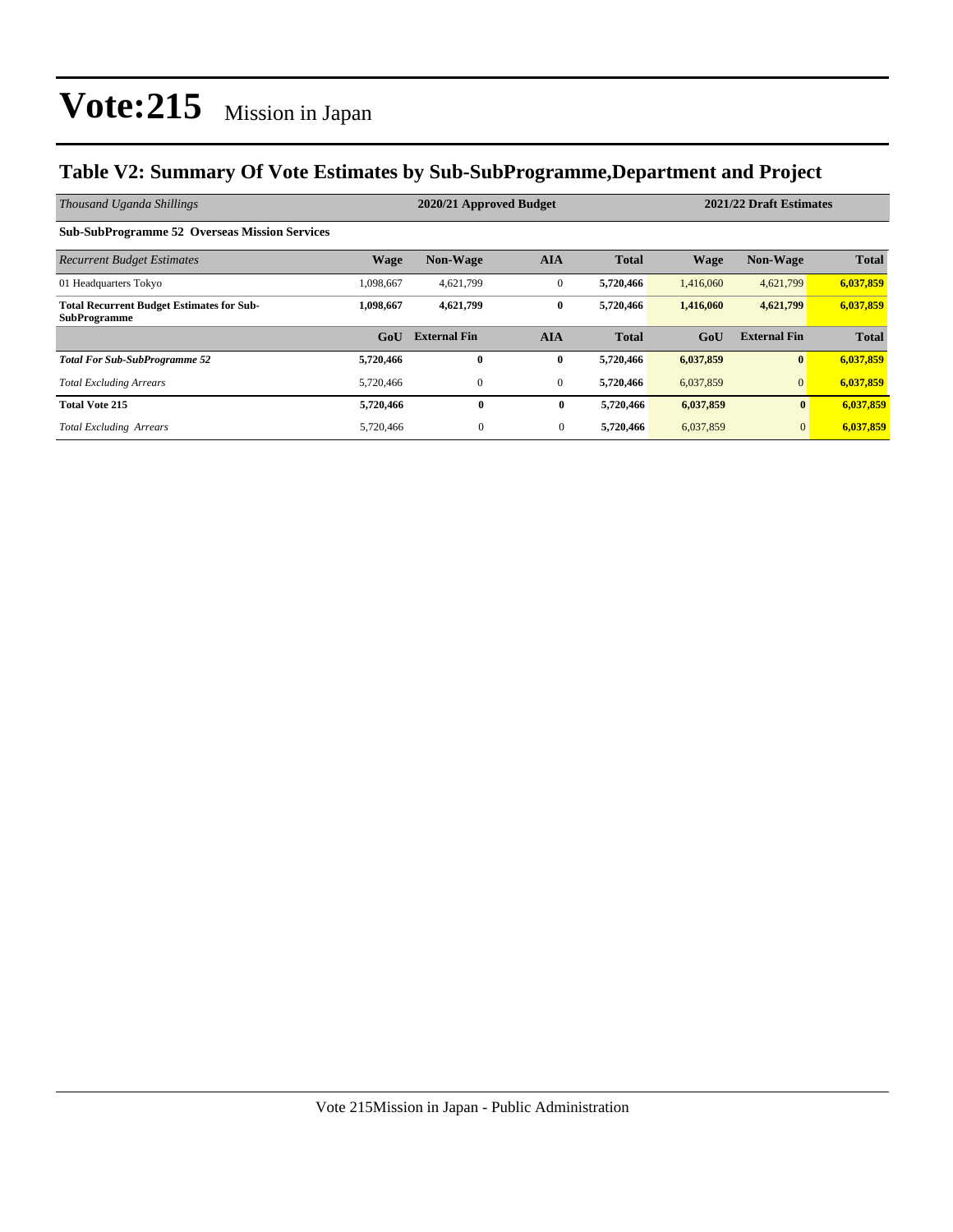# Vote:215 Mission in Japan

## Table V2: Summary Of Vote Estimates by Sub-SubProgramme,Department and Project

| *Thousand Uganda Shillings* | 2020/21 Approved Budget | | | | 2021/22 Draft Estimates | | |
|---|---|---|---|---|---|---|---|
| **Sub-SubProgramme 52 Overseas Mission Services** | | | | | | | |
| *Recurrent Budget Estimates* | **Wage** | **Non-Wage** | **AIA** | **Total** | **Wage** | **Non-Wage** | **Total** |
| 01 Headquarters Tokyo | 1,098,667 | 4,621,799 | 0 | **5,720,466** | 1,416,060 | 4,621,799 | **6,037,859** |
| **Total Recurrent Budget Estimates for Sub-SubProgramme** | **1,098,667** | **4,621,799** | **0** | **5,720,466** | **1,416,060** | **4,621,799** | **6,037,859** |
| | **GoU** | **External Fin** | **AIA** | **Total** | **GoU** | **External Fin** | **Total** |
| ***Total For Sub-SubProgramme 52*** | **5,720,466** | **0** | **0** | **5,720,466** | **6,037,859** | **0** | **6,037,859** |
| *Total Excluding Arrears* | 5,720,466 | 0 | 0 | **5,720,466** | 6,037,859 | 0 | **6,037,859** |
| **Total Vote 215** | **5,720,466** | **0** | **0** | **5,720,466** | **6,037,859** | **0** | **6,037,859** |
| *Total Excluding Arrears* | 5,720,466 | 0 | 0 | **5,720,466** | 6,037,859 | 0 | **6,037,859** |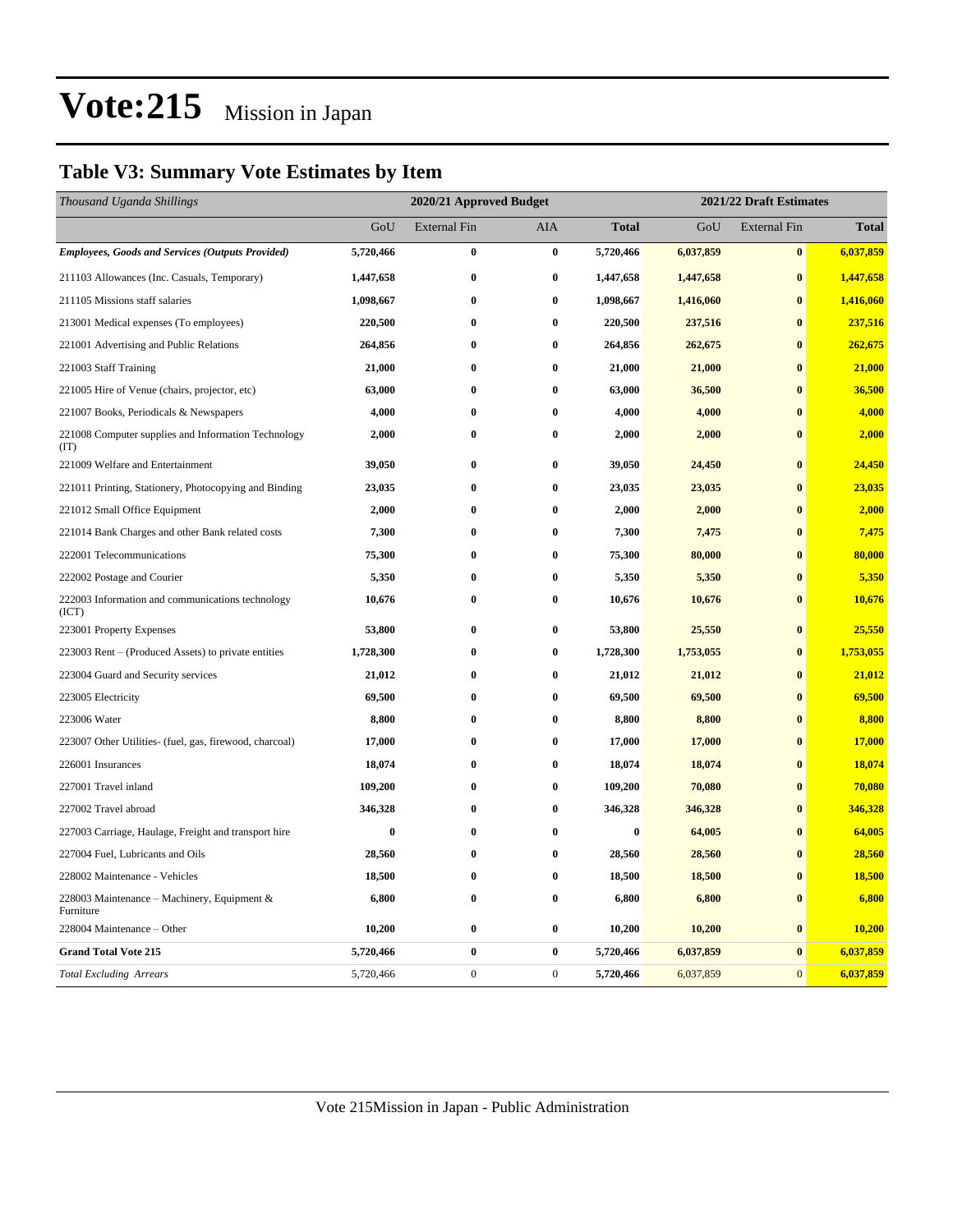# Vote:215 Mission in Japan

## Table V3: Summary Vote Estimates by Item

| *Thousand Uganda Shillings* | 2020/21 Approved Budget | | | | 2021/22 Draft Estimates | | |
|---|---|---|---|---|---|---|---|
| | GoU | External Fin | AIA | **Total** | GoU | External Fin | **Total** |
| ***Employees, Goods and Services (Outputs Provided)*** | **5,720,466** | **0** | **0** | **5,720,466** | **6,037,859** | **0** | **6,037,859** |
| 211103 Allowances (Inc. Casuals, Temporary) | **1,447,658** | **0** | **0** | **1,447,658** | **1,447,658** | **0** | **1,447,658** |
| 211105 Missions staff salaries | **1,098,667** | **0** | **0** | **1,098,667** | **1,416,060** | **0** | **1,416,060** |
| 213001 Medical expenses (To employees) | **220,500** | **0** | **0** | **220,500** | **237,516** | **0** | **237,516** |
| 221001 Advertising and Public Relations | **264,856** | **0** | **0** | **264,856** | **262,675** | **0** | **262,675** |
| 221003 Staff Training | **21,000** | **0** | **0** | **21,000** | **21,000** | **0** | **21,000** |
| 221005 Hire of Venue (chairs, projector, etc) | **63,000** | **0** | **0** | **63,000** | **36,500** | **0** | **36,500** |
| 221007 Books, Periodicals & Newspapers | **4,000** | **0** | **0** | **4,000** | **4,000** | **0** | **4,000** |
| 221008 Computer supplies and Information Technology (IT) | **2,000** | **0** | **0** | **2,000** | **2,000** | **0** | **2,000** |
| 221009 Welfare and Entertainment | **39,050** | **0** | **0** | **39,050** | **24,450** | **0** | **24,450** |
| 221011 Printing, Stationery, Photocopying and Binding | **23,035** | **0** | **0** | **23,035** | **23,035** | **0** | **23,035** |
| 221012 Small Office Equipment | **2,000** | **0** | **0** | **2,000** | **2,000** | **0** | **2,000** |
| 221014 Bank Charges and other Bank related costs | **7,300** | **0** | **0** | **7,300** | **7,475** | **0** | **7,475** |
| 222001 Telecommunications | **75,300** | **0** | **0** | **75,300** | **80,000** | **0** | **80,000** |
| 222002 Postage and Courier | **5,350** | **0** | **0** | **5,350** | **5,350** | **0** | **5,350** |
| 222003 Information and communications technology (ICT) | **10,676** | **0** | **0** | **10,676** | **10,676** | **0** | **10,676** |
| 223001 Property Expenses | **53,800** | **0** | **0** | **53,800** | **25,550** | **0** | **25,550** |
| 223003 Rent – (Produced Assets) to private entities | **1,728,300** | **0** | **0** | **1,728,300** | **1,753,055** | **0** | **1,753,055** |
| 223004 Guard and Security services | **21,012** | **0** | **0** | **21,012** | **21,012** | **0** | **21,012** |
| 223005 Electricity | **69,500** | **0** | **0** | **69,500** | **69,500** | **0** | **69,500** |
| 223006 Water | **8,800** | **0** | **0** | **8,800** | **8,800** | **0** | **8,800** |
| 223007 Other Utilities- (fuel, gas, firewood, charcoal) | **17,000** | **0** | **0** | **17,000** | **17,000** | **0** | **17,000** |
| 226001 Insurances | **18,074** | **0** | **0** | **18,074** | **18,074** | **0** | **18,074** |
| 227001 Travel inland | **109,200** | **0** | **0** | **109,200** | **70,080** | **0** | **70,080** |
| 227002 Travel abroad | **346,328** | **0** | **0** | **346,328** | **346,328** | **0** | **346,328** |
| 227003 Carriage, Haulage, Freight and transport hire | **0** | **0** | **0** | **0** | **64,005** | **0** | **64,005** |
| 227004 Fuel, Lubricants and Oils | **28,560** | **0** | **0** | **28,560** | **28,560** | **0** | **28,560** |
| 228002 Maintenance - Vehicles | **18,500** | **0** | **0** | **18,500** | **18,500** | **0** | **18,500** |
| 228003 Maintenance – Machinery, Equipment & Furniture | **6,800** | **0** | **0** | **6,800** | **6,800** | **0** | **6,800** |
| 228004 Maintenance – Other | **10,200** | **0** | **0** | **10,200** | **10,200** | **0** | **10,200** |
| **Grand Total Vote 215** | **5,720,466** | **0** | **0** | **5,720,466** | **6,037,859** | **0** | **6,037,859** |
| *Total Excluding Arrears* | 5,720,466 | 0 | 0 | **5,720,466** | 6,037,859 | 0 | **6,037,859** |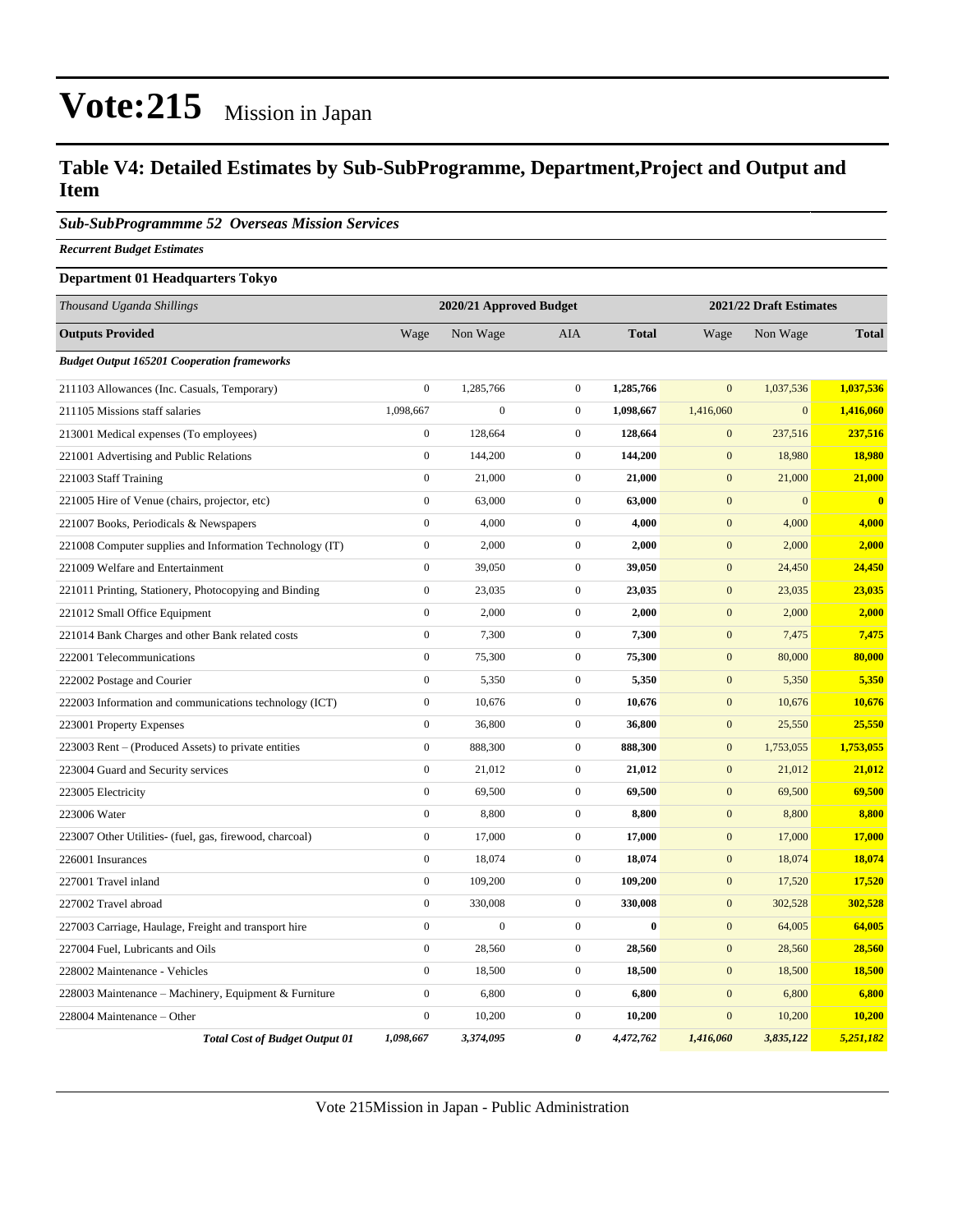# Vote:215 Mission in Japan

## Table V4: Detailed Estimates by Sub-SubProgramme, Department,Project and Output and Item

### *Sub-SubProgrammme 52 Overseas Mission Services*

***Recurrent Budget Estimates***

**Department 01 Headquarters Tokyo**

| *Thousand Uganda Shillings* | 2020/21 Approved Budget | | | | 2021/22 Draft Estimates | | |
|---|---|---|---|---|---|---|---|
| **Outputs Provided** | Wage | Non Wage | AIA | **Total** | Wage | Non Wage | **Total** |
| ***Budget Output 165201 Cooperation frameworks*** | | | | | | | |
| 211103 Allowances (Inc. Casuals, Temporary) | 0 | 1,285,766 | 0 | **1,285,766** | 0 | 1,037,536 | **1,037,536** |
| 211105 Missions staff salaries | 1,098,667 | 0 | 0 | **1,098,667** | 1,416,060 | 0 | **1,416,060** |
| 213001 Medical expenses (To employees) | 0 | 128,664 | 0 | **128,664** | 0 | 237,516 | **237,516** |
| 221001 Advertising and Public Relations | 0 | 144,200 | 0 | **144,200** | 0 | 18,980 | **18,980** |
| 221003 Staff Training | 0 | 21,000 | 0 | **21,000** | 0 | 21,000 | **21,000** |
| 221005 Hire of Venue (chairs, projector, etc) | 0 | 63,000 | 0 | **63,000** | 0 | 0 | **0** |
| 221007 Books, Periodicals & Newspapers | 0 | 4,000 | 0 | **4,000** | 0 | 4,000 | **4,000** |
| 221008 Computer supplies and Information Technology (IT) | 0 | 2,000 | 0 | **2,000** | 0 | 2,000 | **2,000** |
| 221009 Welfare and Entertainment | 0 | 39,050 | 0 | **39,050** | 0 | 24,450 | **24,450** |
| 221011 Printing, Stationery, Photocopying and Binding | 0 | 23,035 | 0 | **23,035** | 0 | 23,035 | **23,035** |
| 221012 Small Office Equipment | 0 | 2,000 | 0 | **2,000** | 0 | 2,000 | **2,000** |
| 221014 Bank Charges and other Bank related costs | 0 | 7,300 | 0 | **7,300** | 0 | 7,475 | **7,475** |
| 222001 Telecommunications | 0 | 75,300 | 0 | **75,300** | 0 | 80,000 | **80,000** |
| 222002 Postage and Courier | 0 | 5,350 | 0 | **5,350** | 0 | 5,350 | **5,350** |
| 222003 Information and communications technology (ICT) | 0 | 10,676 | 0 | **10,676** | 0 | 10,676 | **10,676** |
| 223001 Property Expenses | 0 | 36,800 | 0 | **36,800** | 0 | 25,550 | **25,550** |
| 223003 Rent – (Produced Assets) to private entities | 0 | 888,300 | 0 | **888,300** | 0 | 1,753,055 | **1,753,055** |
| 223004 Guard and Security services | 0 | 21,012 | 0 | **21,012** | 0 | 21,012 | **21,012** |
| 223005 Electricity | 0 | 69,500 | 0 | **69,500** | 0 | 69,500 | **69,500** |
| 223006 Water | 0 | 8,800 | 0 | **8,800** | 0 | 8,800 | **8,800** |
| 223007 Other Utilities- (fuel, gas, firewood, charcoal) | 0 | 17,000 | 0 | **17,000** | 0 | 17,000 | **17,000** |
| 226001 Insurances | 0 | 18,074 | 0 | **18,074** | 0 | 18,074 | **18,074** |
| 227001 Travel inland | 0 | 109,200 | 0 | **109,200** | 0 | 17,520 | **17,520** |
| 227002 Travel abroad | 0 | 330,008 | 0 | **330,008** | 0 | 302,528 | **302,528** |
| 227003 Carriage, Haulage, Freight and transport hire | 0 | 0 | 0 | **0** | 0 | 64,005 | **64,005** |
| 227004 Fuel, Lubricants and Oils | 0 | 28,560 | 0 | **28,560** | 0 | 28,560 | **28,560** |
| 228002 Maintenance - Vehicles | 0 | 18,500 | 0 | **18,500** | 0 | 18,500 | **18,500** |
| 228003 Maintenance – Machinery, Equipment & Furniture | 0 | 6,800 | 0 | **6,800** | 0 | 6,800 | **6,800** |
| 228004 Maintenance – Other | 0 | 10,200 | 0 | **10,200** | 0 | 10,200 | **10,200** |
| ***Total Cost of Budget Output 01*** | ***1,098,667*** | ***3,374,095*** | ***0*** | ***4,472,762*** | ***1,416,060*** | ***3,835,122*** | ***5,251,182*** |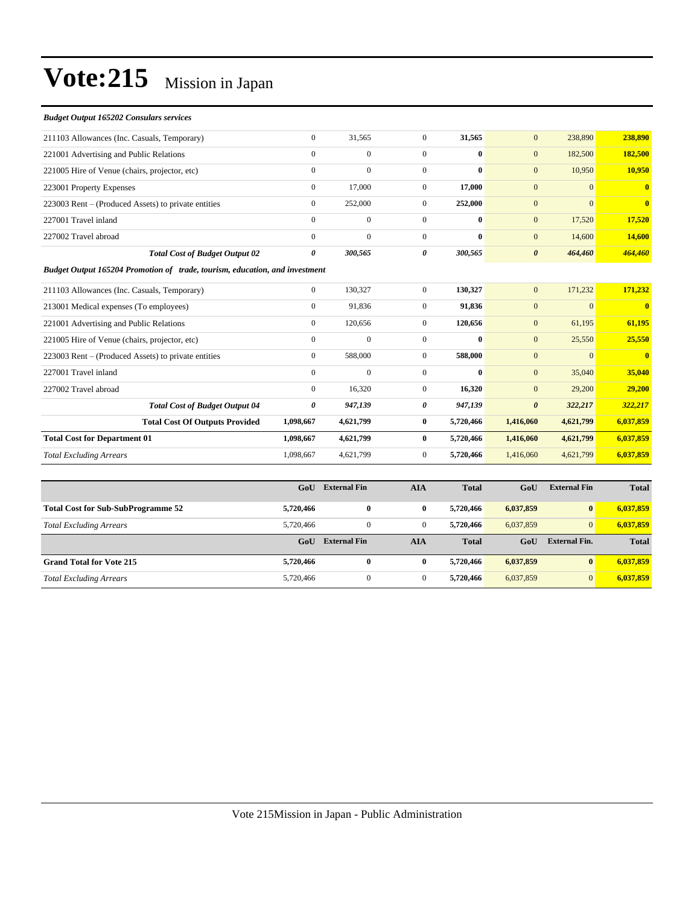# Vote:215 Mission in Japan

| | | | | | | | |
|---|---|---|---|---|---|---|---|
| ***Budget Output 165202 Consulars services*** | | | | | | | |
| 211103 Allowances (Inc. Casuals, Temporary) | 0 | 31,565 | 0 | **31,565** | 0 | 238,890 | **238,890** |
| 221001 Advertising and Public Relations | 0 | 0 | 0 | **0** | 0 | 182,500 | **182,500** |
| 221005 Hire of Venue (chairs, projector, etc) | 0 | 0 | 0 | **0** | 0 | 10,950 | **10,950** |
| 223001 Property Expenses | 0 | 17,000 | 0 | **17,000** | 0 | 0 | **0** |
| 223003 Rent – (Produced Assets) to private entities | 0 | 252,000 | 0 | **252,000** | 0 | 0 | **0** |
| 227001 Travel inland | 0 | 0 | 0 | **0** | 0 | 17,520 | **17,520** |
| 227002 Travel abroad | 0 | 0 | 0 | **0** | 0 | 14,600 | **14,600** |
| ***Total Cost of Budget Output 02*** | ***0*** | ***300,565*** | ***0*** | ***300,565*** | ***0*** | ***464,460*** | ***464,460*** |
| ***Budget Output 165204 Promotion of trade, tourism, education, and investment*** | | | | | | | |
| 211103 Allowances (Inc. Casuals, Temporary) | 0 | 130,327 | 0 | **130,327** | 0 | 171,232 | **171,232** |
| 213001 Medical expenses (To employees) | 0 | 91,836 | 0 | **91,836** | 0 | 0 | **0** |
| 221001 Advertising and Public Relations | 0 | 120,656 | 0 | **120,656** | 0 | 61,195 | **61,195** |
| 221005 Hire of Venue (chairs, projector, etc) | 0 | 0 | 0 | **0** | 0 | 25,550 | **25,550** |
| 223003 Rent – (Produced Assets) to private entities | 0 | 588,000 | 0 | **588,000** | 0 | 0 | **0** |
| 227001 Travel inland | 0 | 0 | 0 | **0** | 0 | 35,040 | **35,040** |
| 227002 Travel abroad | 0 | 16,320 | 0 | **16,320** | 0 | 29,200 | **29,200** |
| ***Total Cost of Budget Output 04*** | ***0*** | ***947,139*** | ***0*** | ***947,139*** | ***0*** | ***322,217*** | ***322,217*** |
| **Total Cost Of Outputs Provided** | **1,098,667** | **4,621,799** | **0** | **5,720,466** | **1,416,060** | **4,621,799** | **6,037,859** |
| **Total Cost for Department 01** | **1,098,667** | **4,621,799** | **0** | **5,720,466** | **1,416,060** | **4,621,799** | **6,037,859** |
| *Total Excluding Arrears* | 1,098,667 | 4,621,799 | 0 | **5,720,466** | 1,416,060 | 4,621,799 | **6,037,859** |

| | GoU | External Fin | AIA | Total | GoU | External Fin | Total |
|---|---|---|---|---|---|---|---|
| **Total Cost for Sub-SubProgramme 52** | **5,720,466** | **0** | **0** | **5,720,466** | **6,037,859** | **0** | **6,037,859** |
| *Total Excluding Arrears* | 5,720,466 | 0 | 0 | **5,720,466** | 6,037,859 | 0 | **6,037,859** |
| | **GoU** | **External Fin** | **AIA** | **Total** | **GoU** | **External Fin.** | **Total** |
| **Grand Total for Vote 215** | **5,720,466** | **0** | **0** | **5,720,466** | **6,037,859** | **0** | **6,037,859** |
| *Total Excluding Arrears* | 5,720,466 | 0 | 0 | **5,720,466** | 6,037,859 | 0 | **6,037,859** |